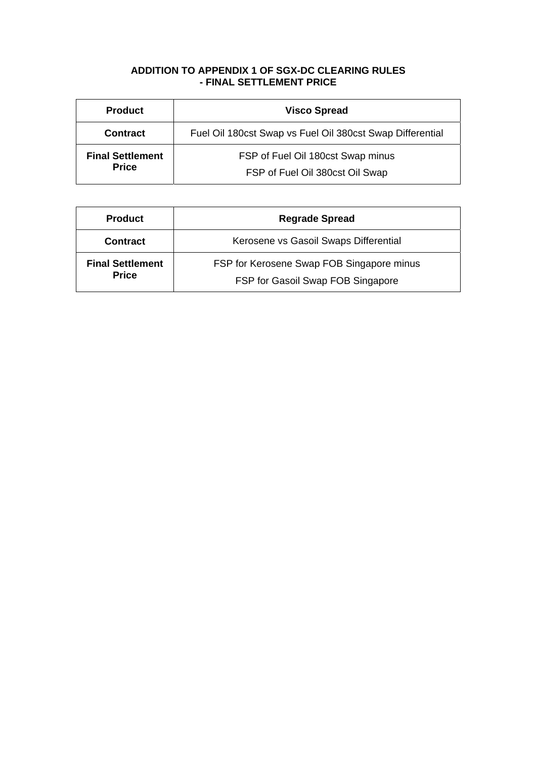# ADDITION TO APPENDIX 1 OF SGX-DC CLEARING RULES
## - FINAL SETTLEMENT PRICE

| **Product** | **Visco Spread** |
|---|---|
| **Contract** | Fuel Oil 180cst Swap vs Fuel Oil 380cst Swap Differential |
| **Final Settlement Price** | FSP of Fuel Oil 180cst Swap minus<br>FSP of Fuel Oil 380cst Oil Swap |

| **Product** | **Regrade Spread** |
|---|---|
| **Contract** | Kerosene vs Gasoil Swaps Differential |
| **Final Settlement Price** | FSP for Kerosene Swap FOB Singapore minus<br>FSP for Gasoil Swap FOB Singapore |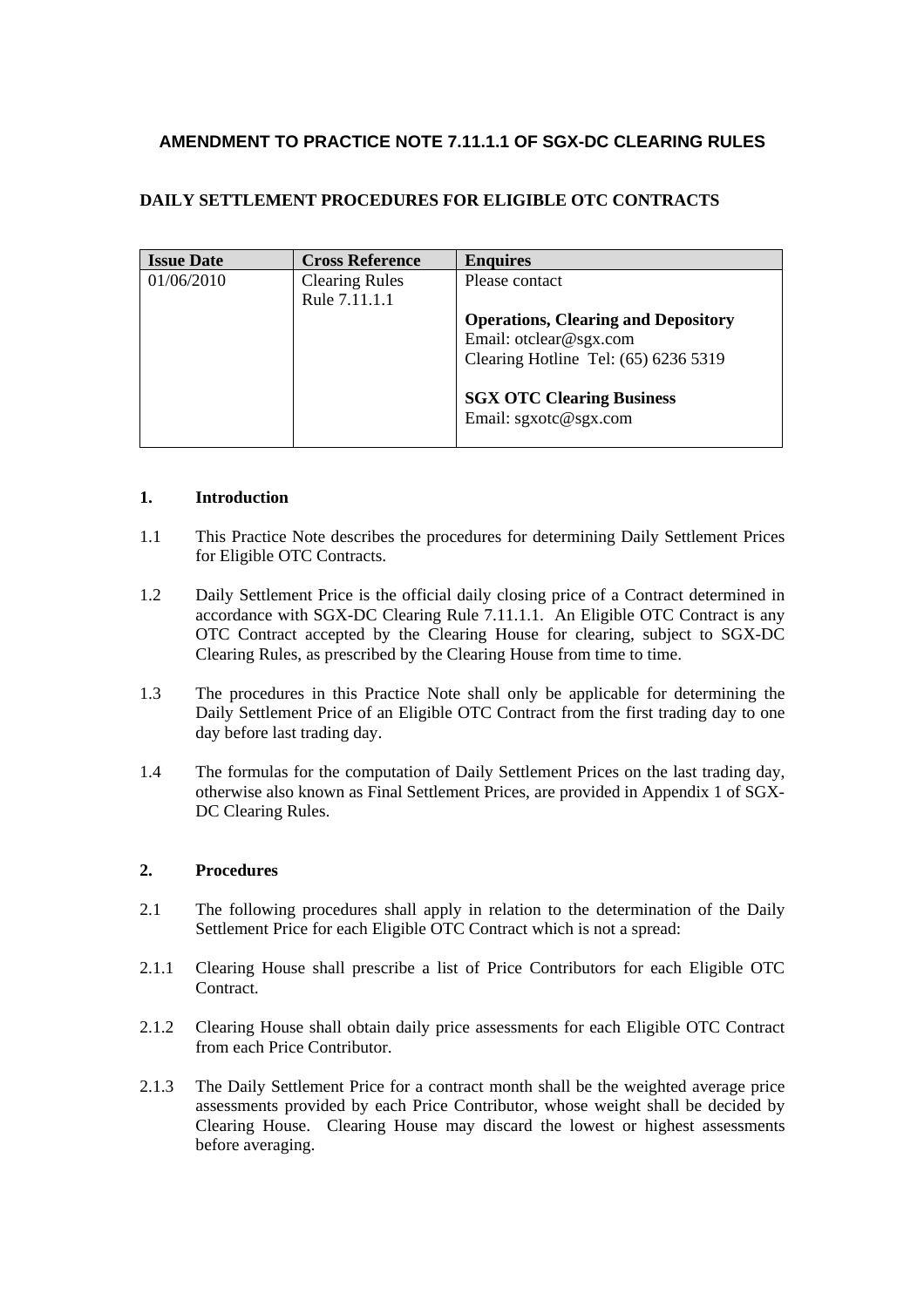## AMENDMENT TO PRACTICE NOTE 7.11.1.1 OF SGX-DC CLEARING RULES

### DAILY SETTLEMENT PROCEDURES FOR ELIGIBLE OTC CONTRACTS

| Issue Date | Cross Reference | Enquires |
|---|---|---|
| 01/06/2010 | Clearing Rules Rule 7.11.1.1 | Please contact<br><br>**Operations, Clearing and Depository**<br>Email: otclear@sgx.com<br>Clearing Hotline Tel: (65) 6236 5319<br><br>**SGX OTC Clearing Business**<br>Email: sgxotc@sgx.com |

**1. Introduction**

1.1 This Practice Note describes the procedures for determining Daily Settlement Prices for Eligible OTC Contracts.

1.2 Daily Settlement Price is the official daily closing price of a Contract determined in accordance with SGX-DC Clearing Rule 7.11.1.1. An Eligible OTC Contract is any OTC Contract accepted by the Clearing House for clearing, subject to SGX-DC Clearing Rules, as prescribed by the Clearing House from time to time.

1.3 The procedures in this Practice Note shall only be applicable for determining the Daily Settlement Price of an Eligible OTC Contract from the first trading day to one day before last trading day.

1.4 The formulas for the computation of Daily Settlement Prices on the last trading day, otherwise also known as Final Settlement Prices, are provided in Appendix 1 of SGX-DC Clearing Rules.

**2. Procedures**

2.1 The following procedures shall apply in relation to the determination of the Daily Settlement Price for each Eligible OTC Contract which is not a spread:

2.1.1 Clearing House shall prescribe a list of Price Contributors for each Eligible OTC Contract.

2.1.2 Clearing House shall obtain daily price assessments for each Eligible OTC Contract from each Price Contributor.

2.1.3 The Daily Settlement Price for a contract month shall be the weighted average price assessments provided by each Price Contributor, whose weight shall be decided by Clearing House. Clearing House may discard the lowest or highest assessments before averaging.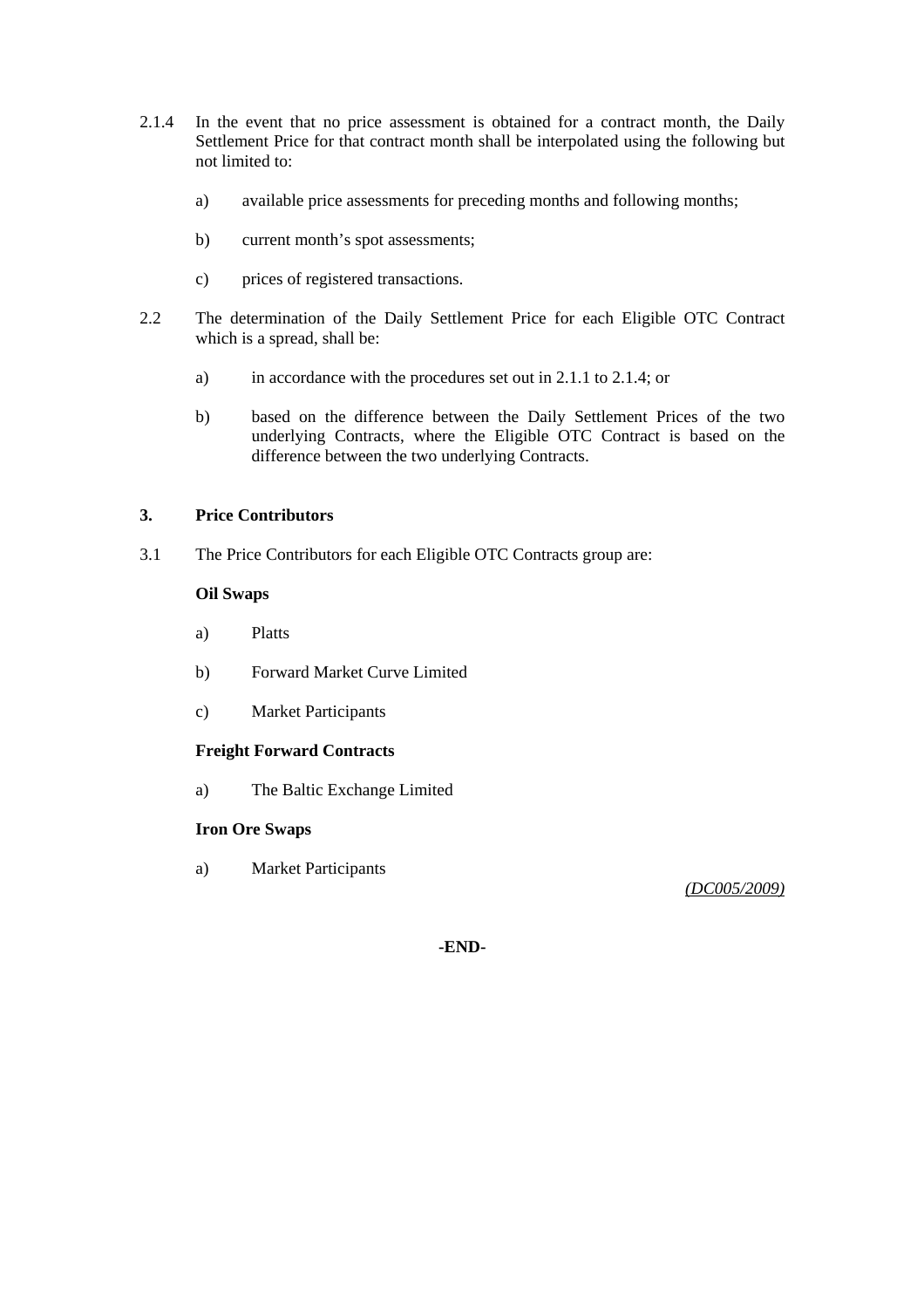2.1.4 In the event that no price assessment is obtained for a contract month, the Daily Settlement Price for that contract month shall be interpolated using the following but not limited to:

a) available price assessments for preceding months and following months;

b) current month's spot assessments;

c) prices of registered transactions.

2.2 The determination of the Daily Settlement Price for each Eligible OTC Contract which is a spread, shall be:

a) in accordance with the procedures set out in 2.1.1 to 2.1.4; or

b) based on the difference between the Daily Settlement Prices of the two underlying Contracts, where the Eligible OTC Contract is based on the difference between the two underlying Contracts.

## 3. Price Contributors

3.1 The Price Contributors for each Eligible OTC Contracts group are:

**Oil Swaps**

a) Platts

b) Forward Market Curve Limited

c) Market Participants

**Freight Forward Contracts**

a) The Baltic Exchange Limited

**Iron Ore Swaps**

a) Market Participants

*(DC005/2009)*

**-END-**